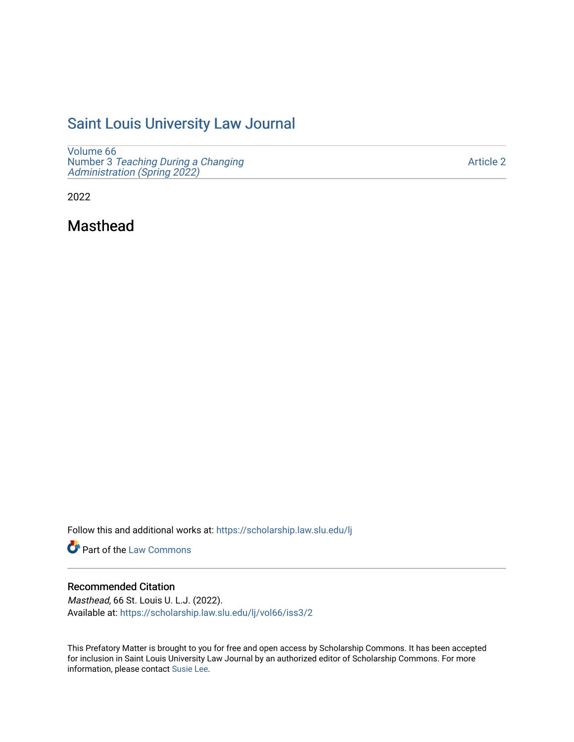# Saint Louis University Law Journal

Volume 66
Number 3 *Teaching During a Changing Administration (Spring 2022)*

Article 2

2022

## Masthead

Follow this and additional works at: https://scholarship.law.slu.edu/lj

Part of the Law Commons

### Recommended Citation

*Masthead*, 66 St. Louis U. L.J. (2022).
Available at: https://scholarship.law.slu.edu/lj/vol66/iss3/2

This Prefatory Matter is brought to you for free and open access by Scholarship Commons. It has been accepted for inclusion in Saint Louis University Law Journal by an authorized editor of Scholarship Commons. For more information, please contact Susie Lee.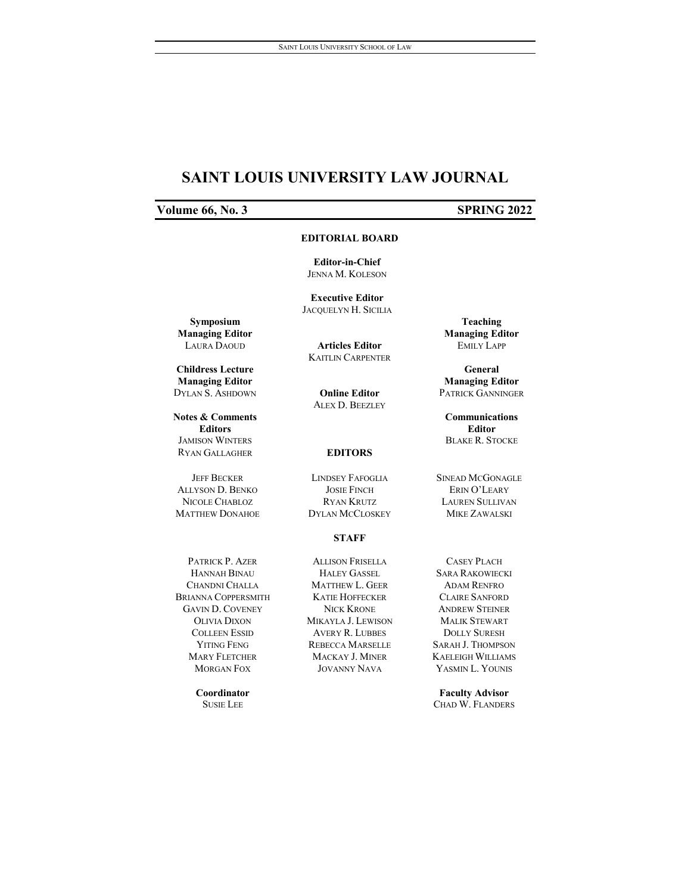# SAINT LOUIS UNIVERSITY LAW JOURNAL

**Volume 66, No. 3** **SPRING 2022**

## EDITORIAL BOARD

**Editor-in-Chief**
JENNA M. KOLESON

**Executive Editor**
JACQUELYN H. SICILIA

**Symposium Managing Editor**
LAURA DAOUD

**Articles Editor**
KAITLIN CARPENTER

**Teaching Managing Editor**
EMILY LAPP

**Childress Lecture Managing Editor**
DYLAN S. ASHDOWN

**Online Editor**
ALEX D. BEEZLEY

**General Managing Editor**
PATRICK GANNINGER

**Notes & Comments Editors**
JAMISON WINTERS
RYAN GALLAGHER

**Communications Editor**
BLAKE R. STOCKE

## EDITORS

JEFF BECKER
ALLYSON D. BENKO
NICOLE CHABLOZ
MATTHEW DONAHOE
LINDSEY FAFOGLIA
JOSIE FINCH
RYAN KRUTZ
DYLAN MCCLOSKEY
SINEAD MCGONAGLE
ERIN O'LEARY
LAUREN SULLIVAN
MIKE ZAWALSKI

## STAFF

PATRICK P. AZER
HANNAH BINAU
CHANDNI CHALLA
BRIANNA COPPERSMITH
GAVIN D. COVENEY
OLIVIA DIXON
COLLEEN ESSID
YITING FENG
MARY FLETCHER
MORGAN FOX
ALLISON FRISELLA
HALEY GASSEL
MATTHEW L. GEER
KATIE HOFFECKER
NICK KRONE
MIKAYLA J. LEWISON
AVERY R. LUBBES
REBECCA MARSELLE
MACKAY J. MINER
JOVANNY NAVA
CASEY PLACH
SARA RAKOWIECKI
ADAM RENFRO
CLAIRE SANFORD
ANDREW STEINER
MALIK STEWART
DOLLY SURESH
SARAH J. THOMPSON
KAELEIGH WILLIAMS
YASMIN L. YOUNIS

**Coordinator**
SUSIE LEE

**Faculty Advisor**
CHAD W. FLANDERS